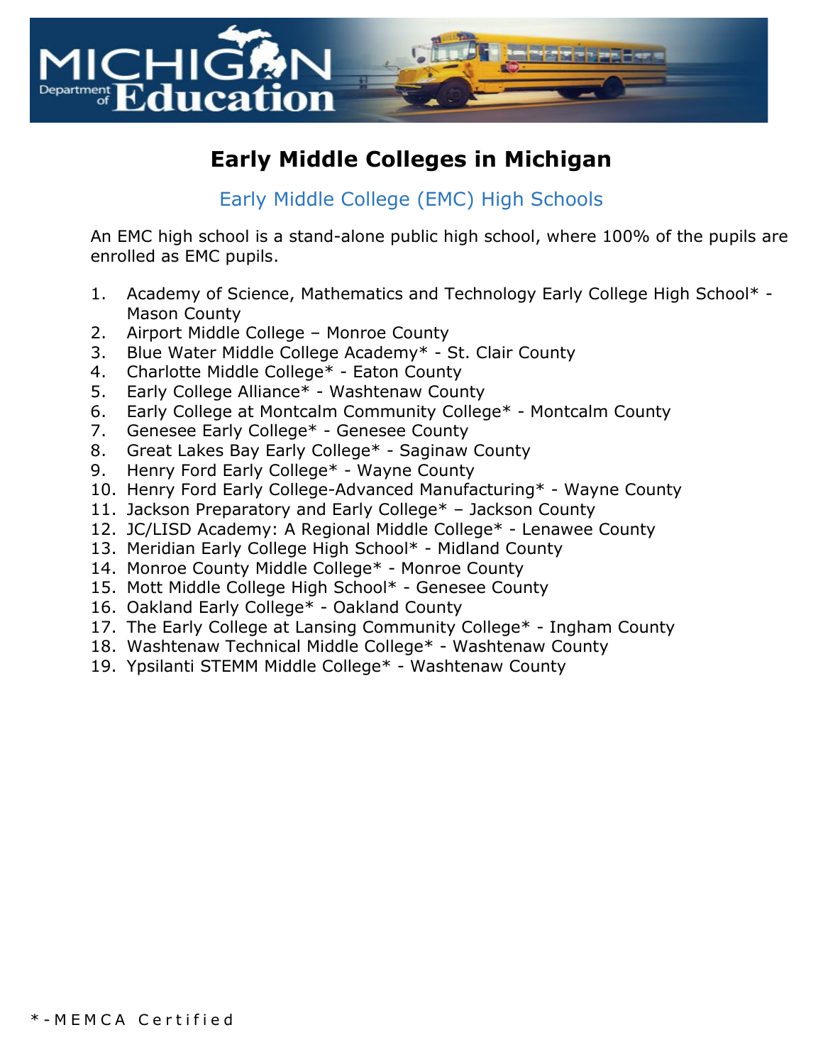# Early Middle Colleges in Michigan

## Early Middle College (EMC) High Schools

An EMC high school is a stand-alone public high school, where 100% of the pupils are enrolled as EMC pupils.

1. Academy of Science, Mathematics and Technology Early College High School* - Mason County
2. Airport Middle College – Monroe County
3. Blue Water Middle College Academy* - St. Clair County
4. Charlotte Middle College* - Eaton County
5. Early College Alliance* - Washtenaw County
6. Early College at Montcalm Community College* - Montcalm County
7. Genesee Early College* - Genesee County
8. Great Lakes Bay Early College* - Saginaw County
9. Henry Ford Early College* - Wayne County
10. Henry Ford Early College-Advanced Manufacturing* - Wayne County
11. Jackson Preparatory and Early College* – Jackson County
12. JC/LISD Academy: A Regional Middle College* - Lenawee County
13. Meridian Early College High School* - Midland County
14. Monroe County Middle College* - Monroe County
15. Mott Middle College High School* - Genesee County
16. Oakland Early College* - Oakland County
17. The Early College at Lansing Community College* - Ingham County
18. Washtenaw Technical Middle College* - Washtenaw County
19. Ypsilanti STEMM Middle College* - Washtenaw County

*-MEMCA Certified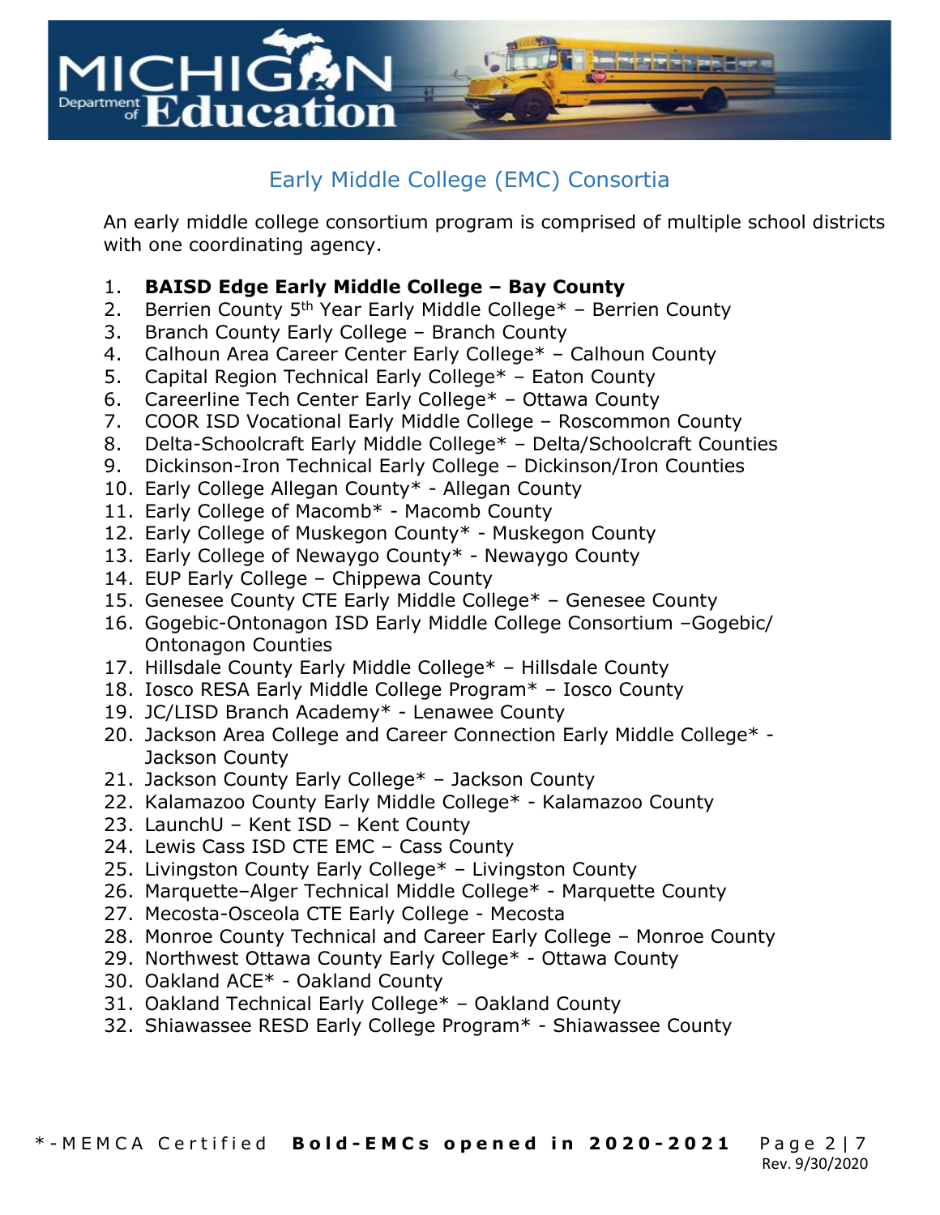## Early Middle College (EMC) Consortia

An early middle college consortium program is comprised of multiple school districts with one coordinating agency.

1. **BAISD Edge Early Middle College – Bay County**
2. Berrien County 5th Year Early Middle College* – Berrien County
3. Branch County Early College – Branch County
4. Calhoun Area Career Center Early College* – Calhoun County
5. Capital Region Technical Early College* – Eaton County
6. Careerline Tech Center Early College* – Ottawa County
7. COOR ISD Vocational Early Middle College – Roscommon County
8. Delta-Schoolcraft Early Middle College* – Delta/Schoolcraft Counties
9. Dickinson-Iron Technical Early College – Dickinson/Iron Counties
10. Early College Allegan County* - Allegan County
11. Early College of Macomb* - Macomb County
12. Early College of Muskegon County* - Muskegon County
13. Early College of Newaygo County* - Newaygo County
14. EUP Early College – Chippewa County
15. Genesee County CTE Early Middle College* – Genesee County
16. Gogebic-Ontonagon ISD Early Middle College Consortium –Gogebic/ Ontonagon Counties
17. Hillsdale County Early Middle College* – Hillsdale County
18. Iosco RESA Early Middle College Program* – Iosco County
19. JC/LISD Branch Academy* - Lenawee County
20. Jackson Area College and Career Connection Early Middle College* - Jackson County
21. Jackson County Early College* – Jackson County
22. Kalamazoo County Early Middle College* - Kalamazoo County
23. LaunchU – Kent ISD – Kent County
24. Lewis Cass ISD CTE EMC – Cass County
25. Livingston County Early College* – Livingston County
26. Marquette–Alger Technical Middle College* - Marquette County
27. Mecosta-Osceola CTE Early College - Mecosta
28. Monroe County Technical and Career Early College – Monroe County
29. Northwest Ottawa County Early College* - Ottawa County
30. Oakland ACE* - Oakland County
31. Oakland Technical Early College* – Oakland County
32. Shiawassee RESD Early College Program* - Shiawassee County

*-MEMCA Certified **Bold-EMCs opened in 2020-2021**

Rev. 9/30/2020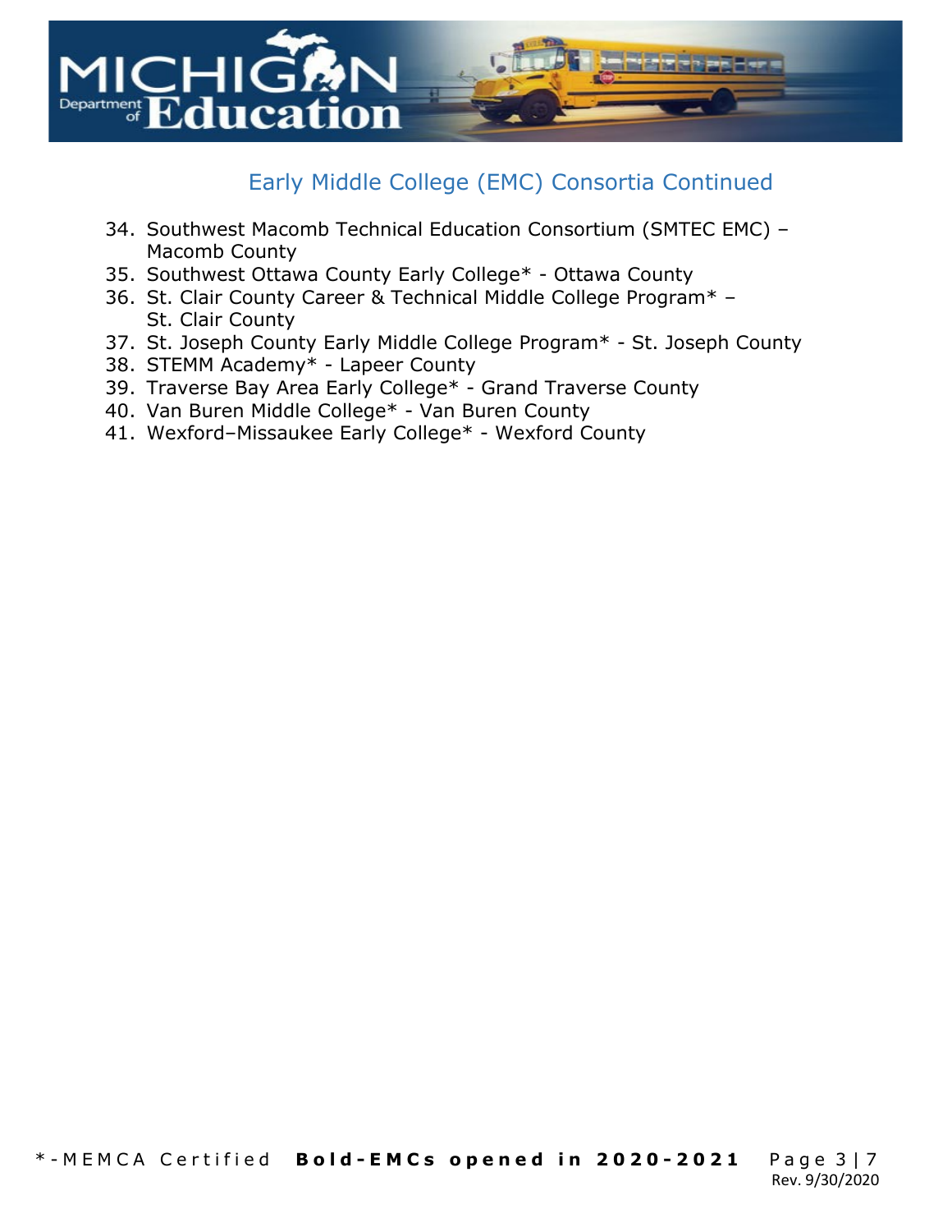## Early Middle College (EMC) Consortia Continued

34. Southwest Macomb Technical Education Consortium (SMTEC EMC) – Macomb County
35. Southwest Ottawa County Early College* - Ottawa County
36. St. Clair County Career & Technical Middle College Program* – St. Clair County
37. St. Joseph County Early Middle College Program* - St. Joseph County
38. STEMM Academy* - Lapeer County
39. Traverse Bay Area Early College* - Grand Traverse County
40. Van Buren Middle College* - Van Buren County
41. Wexford–Missaukee Early College* - Wexford County

*-MEMCA Certified **Bold-EMCs opened in 2020-2021**

Rev. 9/30/2020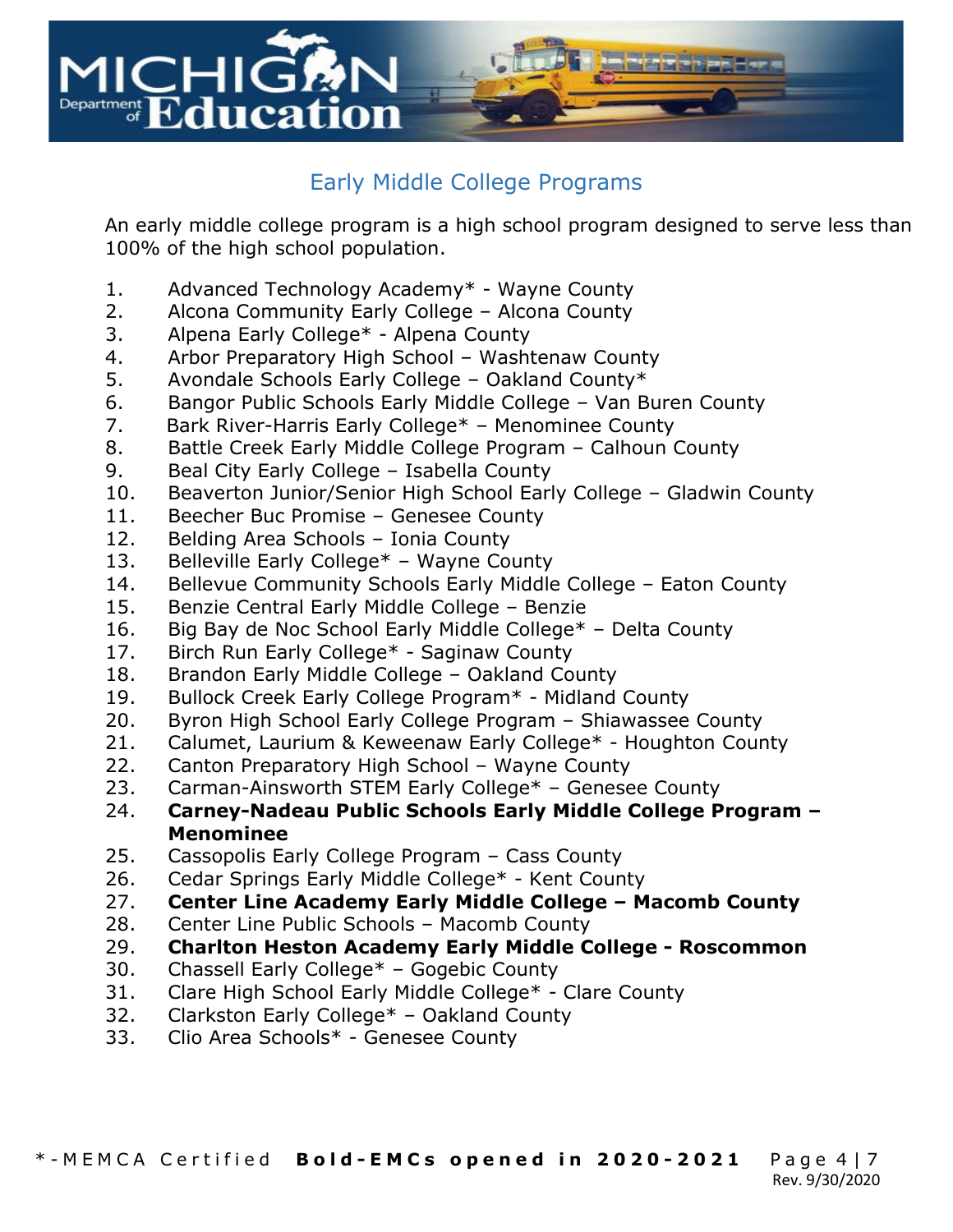## Early Middle College Programs

An early middle college program is a high school program designed to serve less than 100% of the high school population.

1. Advanced Technology Academy* - Wayne County
2. Alcona Community Early College – Alcona County
3. Alpena Early College* - Alpena County
4. Arbor Preparatory High School – Washtenaw County
5. Avondale Schools Early College – Oakland County*
6. Bangor Public Schools Early Middle College – Van Buren County
7. Bark River-Harris Early College* – Menominee County
8. Battle Creek Early Middle College Program – Calhoun County
9. Beal City Early College – Isabella County
10. Beaverton Junior/Senior High School Early College – Gladwin County
11. Beecher Buc Promise – Genesee County
12. Belding Area Schools – Ionia County
13. Belleville Early College* – Wayne County
14. Bellevue Community Schools Early Middle College – Eaton County
15. Benzie Central Early Middle College – Benzie
16. Big Bay de Noc School Early Middle College* – Delta County
17. Birch Run Early College* - Saginaw County
18. Brandon Early Middle College – Oakland County
19. Bullock Creek Early College Program* - Midland County
20. Byron High School Early College Program – Shiawassee County
21. Calumet, Laurium & Keweenaw Early College* - Houghton County
22. Canton Preparatory High School – Wayne County
23. Carman-Ainsworth STEM Early College* – Genesee County
24. **Carney-Nadeau Public Schools Early Middle College Program – Menominee**
25. Cassopolis Early College Program – Cass County
26. Cedar Springs Early Middle College* - Kent County
27. **Center Line Academy Early Middle College – Macomb County**
28. Center Line Public Schools – Macomb County
29. **Charlton Heston Academy Early Middle College - Roscommon**
30. Chassell Early College* – Gogebic County
31. Clare High School Early Middle College* - Clare County
32. Clarkston Early College* – Oakland County
33. Clio Area Schools* - Genesee County

*-MEMCA Certified **Bold-EMCs opened in 2020-2021**

Rev. 9/30/2020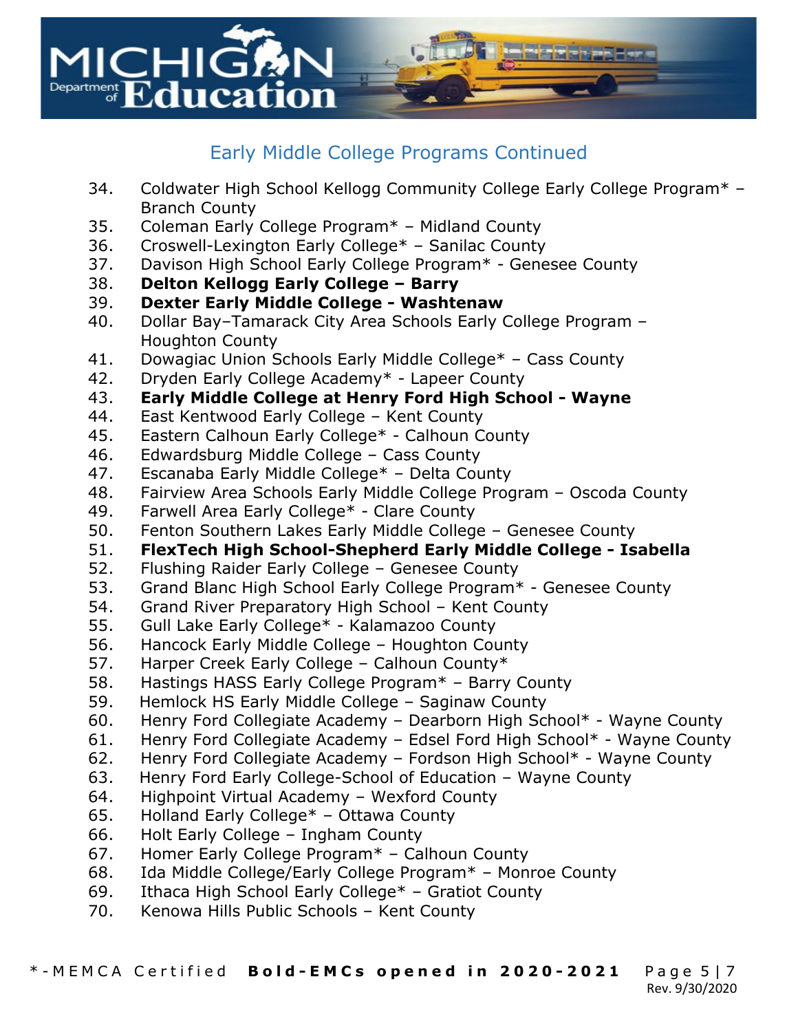## Early Middle College Programs Continued

34. Coldwater High School Kellogg Community College Early College Program* – Branch County
35. Coleman Early College Program* – Midland County
36. Croswell-Lexington Early College* – Sanilac County
37. Davison High School Early College Program* - Genesee County
38. **Delton Kellogg Early College – Barry**
39. **Dexter Early Middle College - Washtenaw**
40. Dollar Bay–Tamarack City Area Schools Early College Program – Houghton County
41. Dowagiac Union Schools Early Middle College* – Cass County
42. Dryden Early College Academy* - Lapeer County
43. **Early Middle College at Henry Ford High School - Wayne**
44. East Kentwood Early College – Kent County
45. Eastern Calhoun Early College* - Calhoun County
46. Edwardsburg Middle College – Cass County
47. Escanaba Early Middle College* – Delta County
48. Fairview Area Schools Early Middle College Program – Oscoda County
49. Farwell Area Early College* - Clare County
50. Fenton Southern Lakes Early Middle College – Genesee County
51. **FlexTech High School-Shepherd Early Middle College - Isabella**
52. Flushing Raider Early College – Genesee County
53. Grand Blanc High School Early College Program* - Genesee County
54. Grand River Preparatory High School – Kent County
55. Gull Lake Early College* - Kalamazoo County
56. Hancock Early Middle College – Houghton County
57. Harper Creek Early College – Calhoun County*
58. Hastings HASS Early College Program* – Barry County
59. Hemlock HS Early Middle College – Saginaw County
60. Henry Ford Collegiate Academy – Dearborn High School* - Wayne County
61. Henry Ford Collegiate Academy – Edsel Ford High School* - Wayne County
62. Henry Ford Collegiate Academy – Fordson High School* - Wayne County
63. Henry Ford Early College-School of Education – Wayne County
64. Highpoint Virtual Academy – Wexford County
65. Holland Early College* – Ottawa County
66. Holt Early College – Ingham County
67. Homer Early College Program* – Calhoun County
68. Ida Middle College/Early College Program* – Monroe County
69. Ithaca High School Early College* – Gratiot County
70. Kenowa Hills Public Schools – Kent County

*-MEMCA Certified **Bold-EMCs opened in 2020-2021**

Rev. 9/30/2020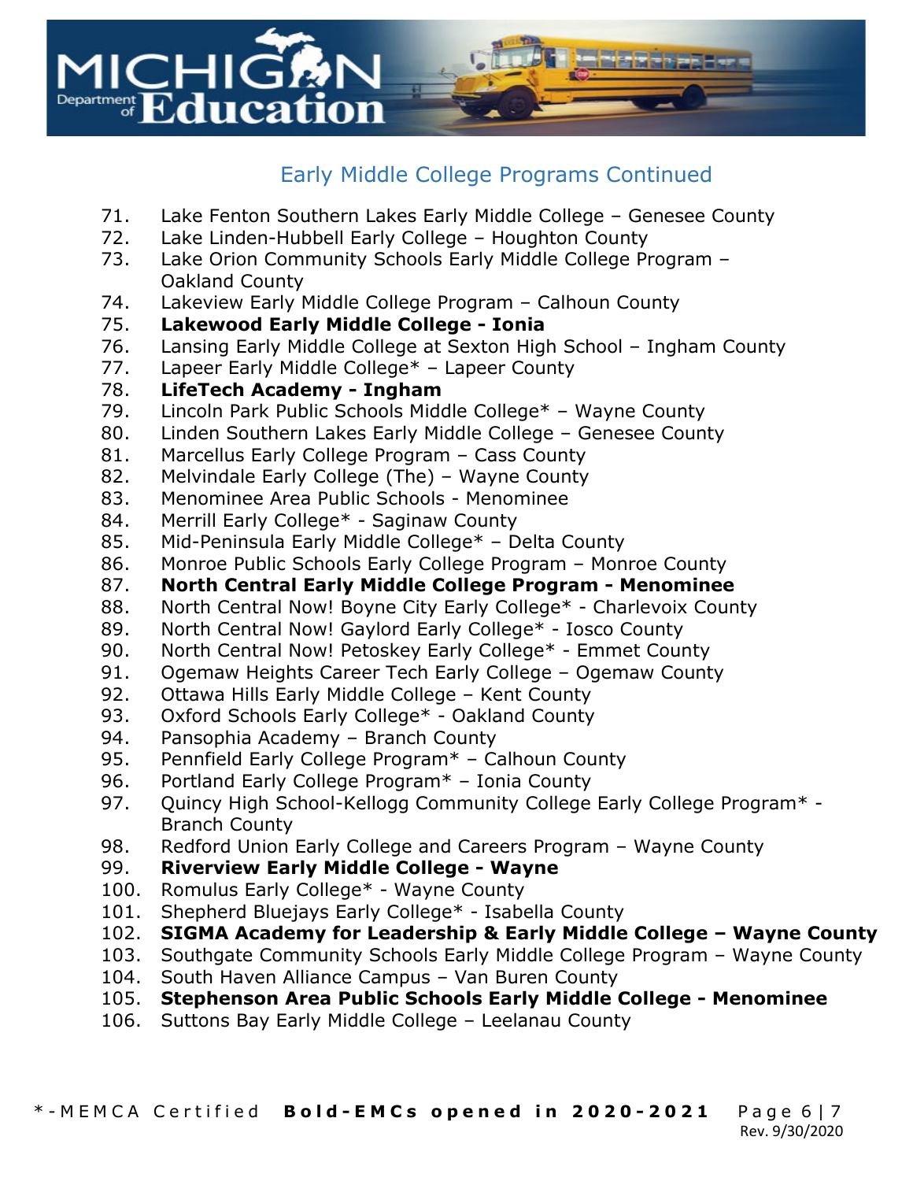## Early Middle College Programs Continued

71. Lake Fenton Southern Lakes Early Middle College – Genesee County
72. Lake Linden-Hubbell Early College – Houghton County
73. Lake Orion Community Schools Early Middle College Program – Oakland County
74. Lakeview Early Middle College Program – Calhoun County
75. **Lakewood Early Middle College - Ionia**
76. Lansing Early Middle College at Sexton High School – Ingham County
77. Lapeer Early Middle College* – Lapeer County
78. **LifeTech Academy - Ingham**
79. Lincoln Park Public Schools Middle College* – Wayne County
80. Linden Southern Lakes Early Middle College – Genesee County
81. Marcellus Early College Program – Cass County
82. Melvindale Early College (The) – Wayne County
83. Menominee Area Public Schools - Menominee
84. Merrill Early College* - Saginaw County
85. Mid-Peninsula Early Middle College* – Delta County
86. Monroe Public Schools Early College Program – Monroe County
87. **North Central Early Middle College Program - Menominee**
88. North Central Now! Boyne City Early College* - Charlevoix County
89. North Central Now! Gaylord Early College* - Iosco County
90. North Central Now! Petoskey Early College* - Emmet County
91. Ogemaw Heights Career Tech Early College – Ogemaw County
92. Ottawa Hills Early Middle College – Kent County
93. Oxford Schools Early College* - Oakland County
94. Pansophia Academy – Branch County
95. Pennfield Early College Program* – Calhoun County
96. Portland Early College Program* – Ionia County
97. Quincy High School-Kellogg Community College Early College Program* - Branch County
98. Redford Union Early College and Careers Program – Wayne County
99. **Riverview Early Middle College - Wayne**
100. Romulus Early College* - Wayne County
101. Shepherd Bluejays Early College* - Isabella County
102. **SIGMA Academy for Leadership & Early Middle College – Wayne County**
103. Southgate Community Schools Early Middle College Program – Wayne County
104. South Haven Alliance Campus – Van Buren County
105. **Stephenson Area Public Schools Early Middle College - Menominee**
106. Suttons Bay Early Middle College – Leelanau County

*-MEMCA Certified **Bold-EMCs opened in 2020-2021**

Rev. 9/30/2020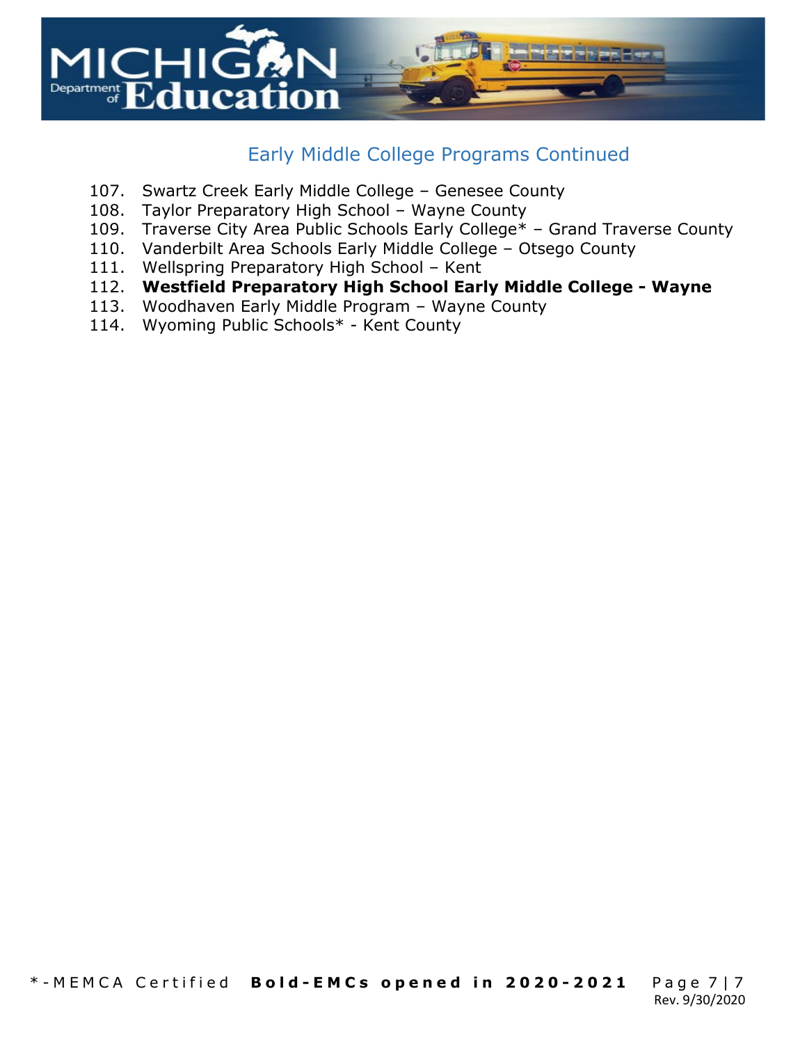## Early Middle College Programs Continued

107. Swartz Creek Early Middle College – Genesee County
108. Taylor Preparatory High School – Wayne County
109. Traverse City Area Public Schools Early College* – Grand Traverse County
110. Vanderbilt Area Schools Early Middle College – Otsego County
111. Wellspring Preparatory High School – Kent
112. **Westfield Preparatory High School Early Middle College - Wayne**
113. Woodhaven Early Middle Program – Wayne County
114. Wyoming Public Schools* - Kent County

*-MEMCA Certified **Bold-EMCs opened in 2020-2021**

Rev. 9/30/2020